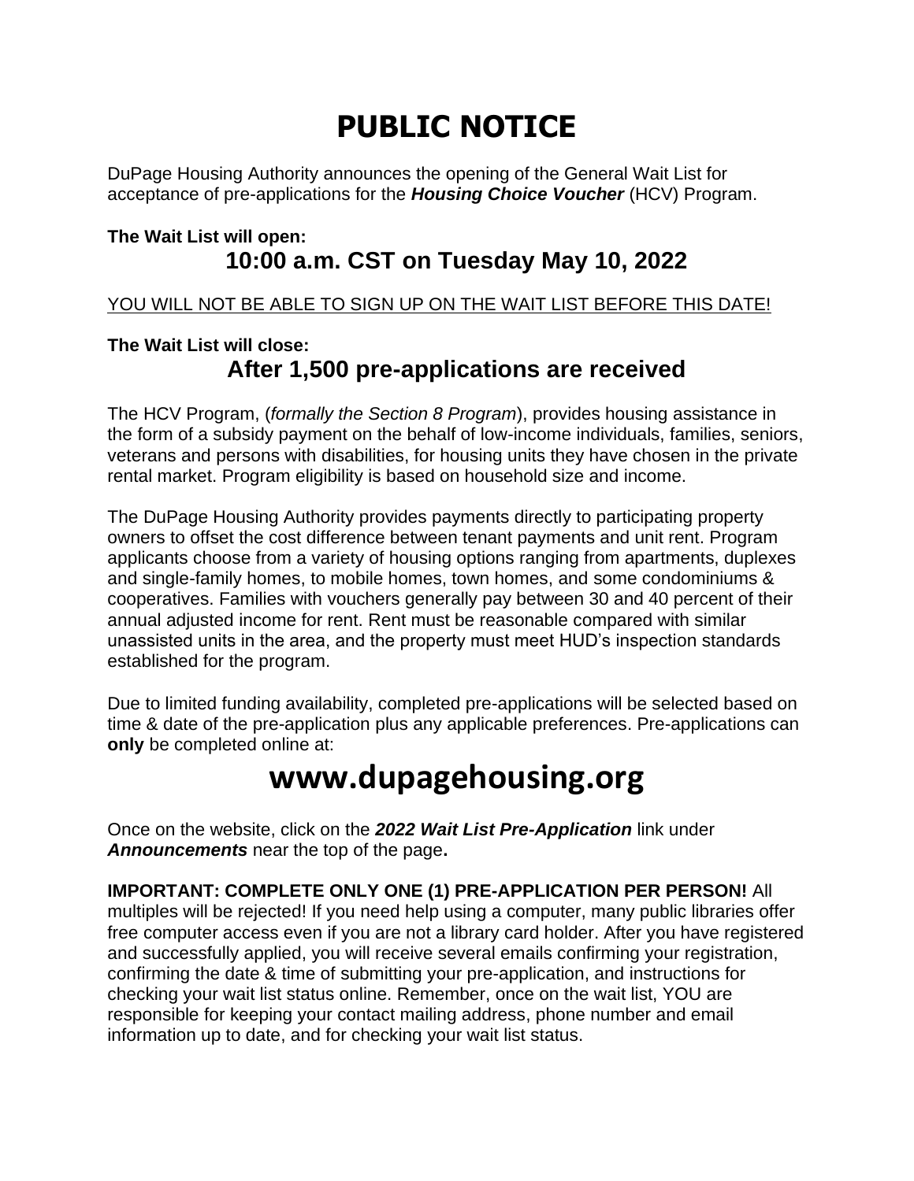# PUBLIC NOTICE

DuPage Housing Authority announces the opening of the General Wait List for acceptance of pre-applications for the ***Housing Choice Voucher*** (HCV) Program.

**The Wait List will open:**

## 10:00 a.m. CST on Tuesday May 10, 2022

YOU WILL NOT BE ABLE TO SIGN UP ON THE WAIT LIST BEFORE THIS DATE!

**The Wait List will close:**

## After 1,500 pre-applications are received

The HCV Program, (*formally the Section 8 Program*), provides housing assistance in the form of a subsidy payment on the behalf of low-income individuals, families, seniors, veterans and persons with disabilities, for housing units they have chosen in the private rental market. Program eligibility is based on household size and income.

The DuPage Housing Authority provides payments directly to participating property owners to offset the cost difference between tenant payments and unit rent. Program applicants choose from a variety of housing options ranging from apartments, duplexes and single-family homes, to mobile homes, town homes, and some condominiums & cooperatives. Families with vouchers generally pay between 30 and 40 percent of their annual adjusted income for rent. Rent must be reasonable compared with similar unassisted units in the area, and the property must meet HUD's inspection standards established for the program.

Due to limited funding availability, completed pre-applications will be selected based on time & date of the pre-application plus any applicable preferences. Pre-applications can **only** be completed online at:

# www.dupagehousing.org

Once on the website, click on the ***2022 Wait List Pre-Application*** link under ***Announcements*** near the top of the page**.**

**IMPORTANT: COMPLETE ONLY ONE (1) PRE-APPLICATION PER PERSON!** All multiples will be rejected! If you need help using a computer, many public libraries offer free computer access even if you are not a library card holder. After you have registered and successfully applied, you will receive several emails confirming your registration, confirming the date & time of submitting your pre-application, and instructions for checking your wait list status online. Remember, once on the wait list, YOU are responsible for keeping your contact mailing address, phone number and email information up to date, and for checking your wait list status.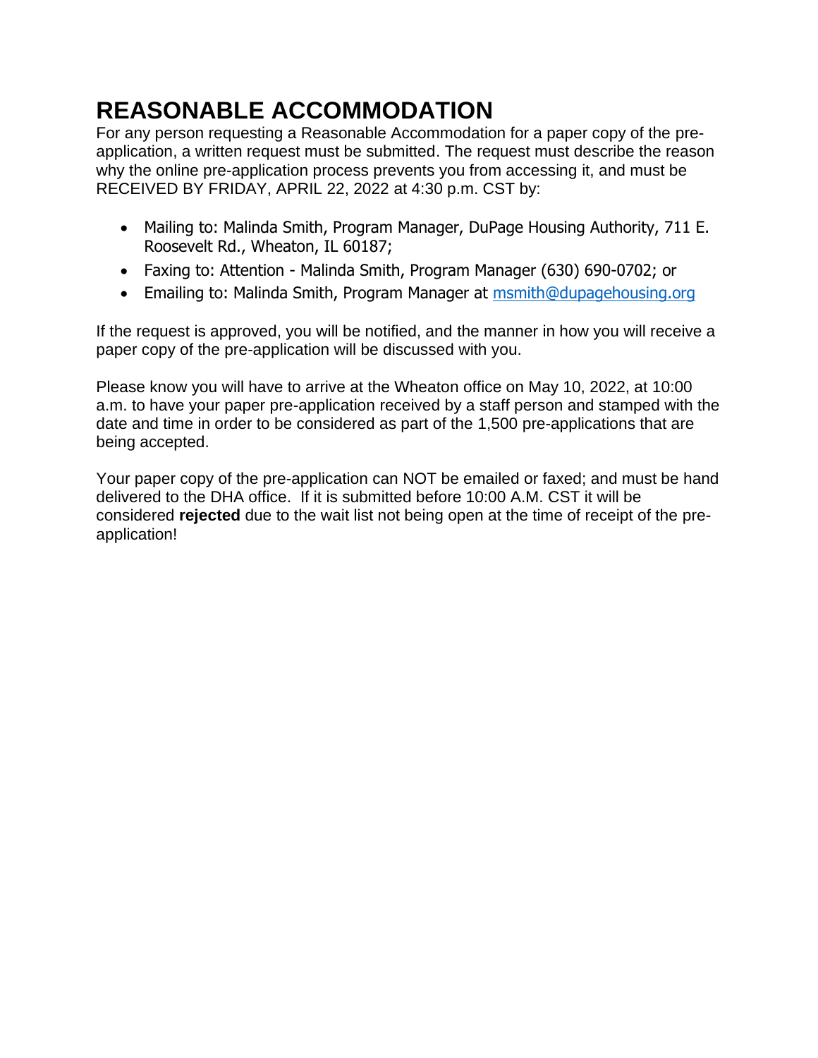# REASONABLE ACCOMMODATION

For any person requesting a Reasonable Accommodation for a paper copy of the pre-application, a written request must be submitted. The request must describe the reason why the online pre-application process prevents you from accessing it, and must be RECEIVED BY FRIDAY, APRIL 22, 2022 at 4:30 p.m. CST by:

- Mailing to: Malinda Smith, Program Manager, DuPage Housing Authority, 711 E. Roosevelt Rd., Wheaton, IL 60187;
- Faxing to: Attention - Malinda Smith, Program Manager (630) 690-0702; or
- Emailing to: Malinda Smith, Program Manager at msmith@dupagehousing.org

If the request is approved, you will be notified, and the manner in how you will receive a paper copy of the pre-application will be discussed with you.

Please know you will have to arrive at the Wheaton office on May 10, 2022, at 10:00 a.m. to have your paper pre-application received by a staff person and stamped with the date and time in order to be considered as part of the 1,500 pre-applications that are being accepted.

Your paper copy of the pre-application can NOT be emailed or faxed; and must be hand delivered to the DHA office. If it is submitted before 10:00 A.M. CST it will be considered **rejected** due to the wait list not being open at the time of receipt of the pre-application!